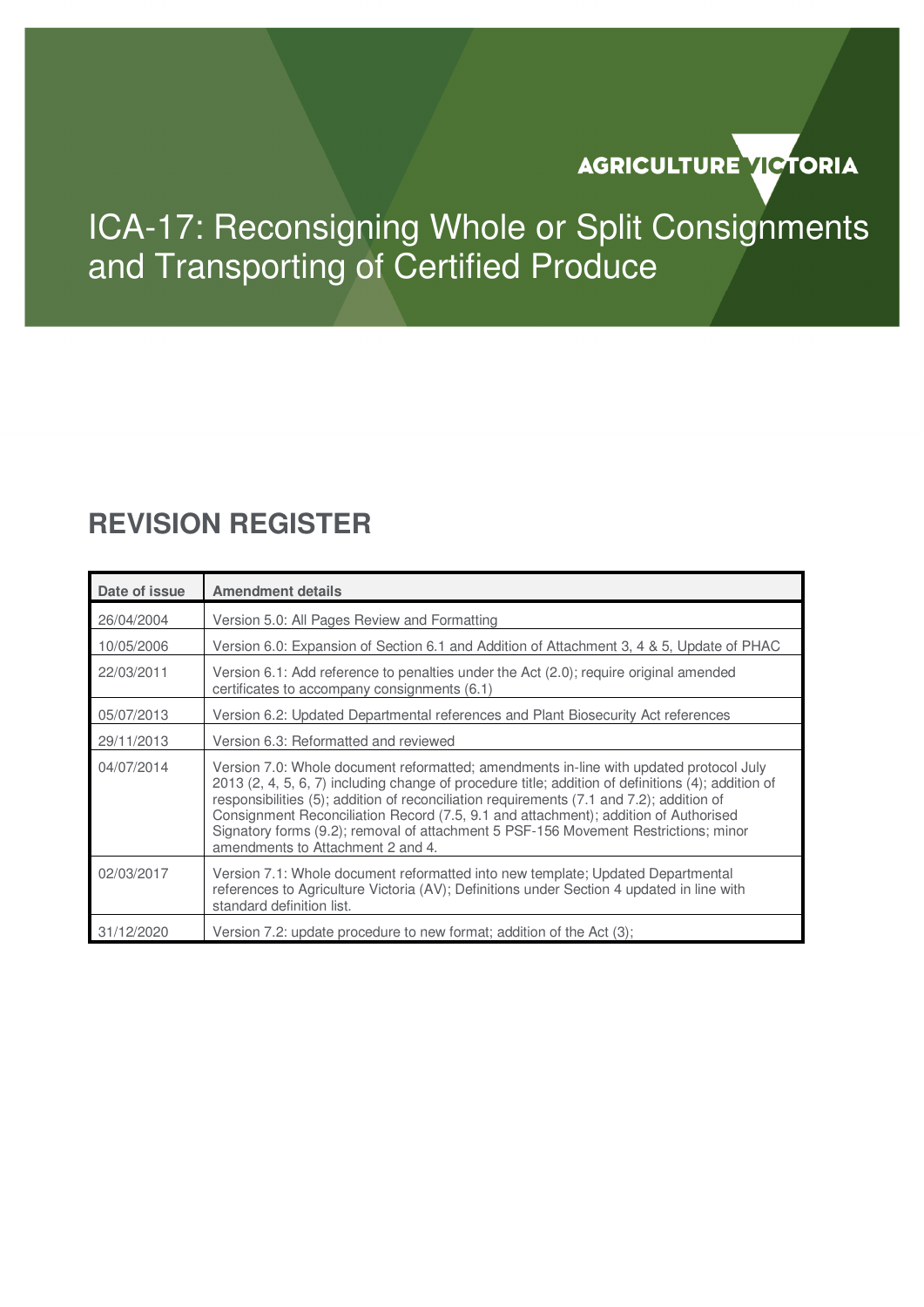AGRICULTURE VICTORIA

# ICA-17: Reconsigning Whole or Split Consignments and Transporting of Certified Produce

## REVISION REGISTER

| Date of issue | Amendment details |
|---|---|
| 26/04/2004 | Version 5.0: All Pages Review and Formatting |
| 10/05/2006 | Version 6.0: Expansion of Section 6.1 and Addition of Attachment 3, 4 & 5, Update of PHAC |
| 22/03/2011 | Version 6.1: Add reference to penalties under the Act (2.0); require original amended certificates to accompany consignments (6.1) |
| 05/07/2013 | Version 6.2: Updated Departmental references and Plant Biosecurity Act references |
| 29/11/2013 | Version 6.3: Reformatted and reviewed |
| 04/07/2014 | Version 7.0: Whole document reformatted; amendments in-line with updated protocol July 2013 (2, 4, 5, 6, 7) including change of procedure title; addition of definitions (4); addition of responsibilities (5); addition of reconciliation requirements (7.1 and 7.2); addition of Consignment Reconciliation Record (7.5, 9.1 and attachment); addition of Authorised Signatory forms (9.2); removal of attachment 5 PSF-156 Movement Restrictions; minor amendments to Attachment 2 and 4. |
| 02/03/2017 | Version 7.1: Whole document reformatted into new template; Updated Departmental references to Agriculture Victoria (AV); Definitions under Section 4 updated in line with standard definition list. |
| 31/12/2020 | Version 7.2: update procedure to new format; addition of the Act (3); |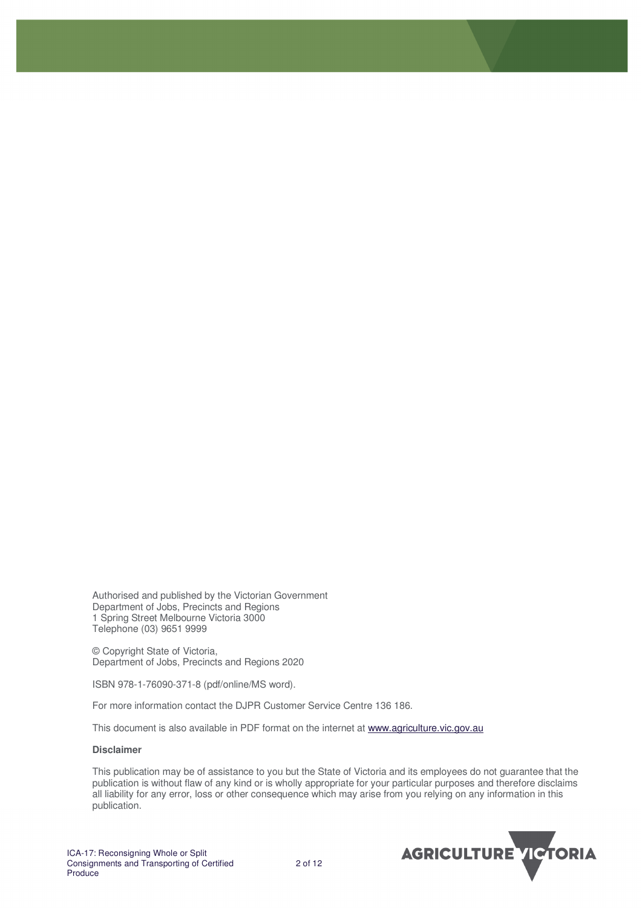Authorised and published by the Victorian Government
Department of Jobs, Precincts and Regions
1 Spring Street Melbourne Victoria 3000
Telephone (03) 9651 9999

© Copyright State of Victoria,
Department of Jobs, Precincts and Regions 2020

ISBN 978-1-76090-371-8 (pdf/online/MS word).

For more information contact the DJPR Customer Service Centre 136 186.

This document is also available in PDF format on the internet at www.agriculture.vic.gov.au

**Disclaimer**

This publication may be of assistance to you but the State of Victoria and its employees do not guarantee that the publication is without flaw of any kind or is wholly appropriate for your particular purposes and therefore disclaims all liability for any error, loss or other consequence which may arise from you relying on any information in this publication.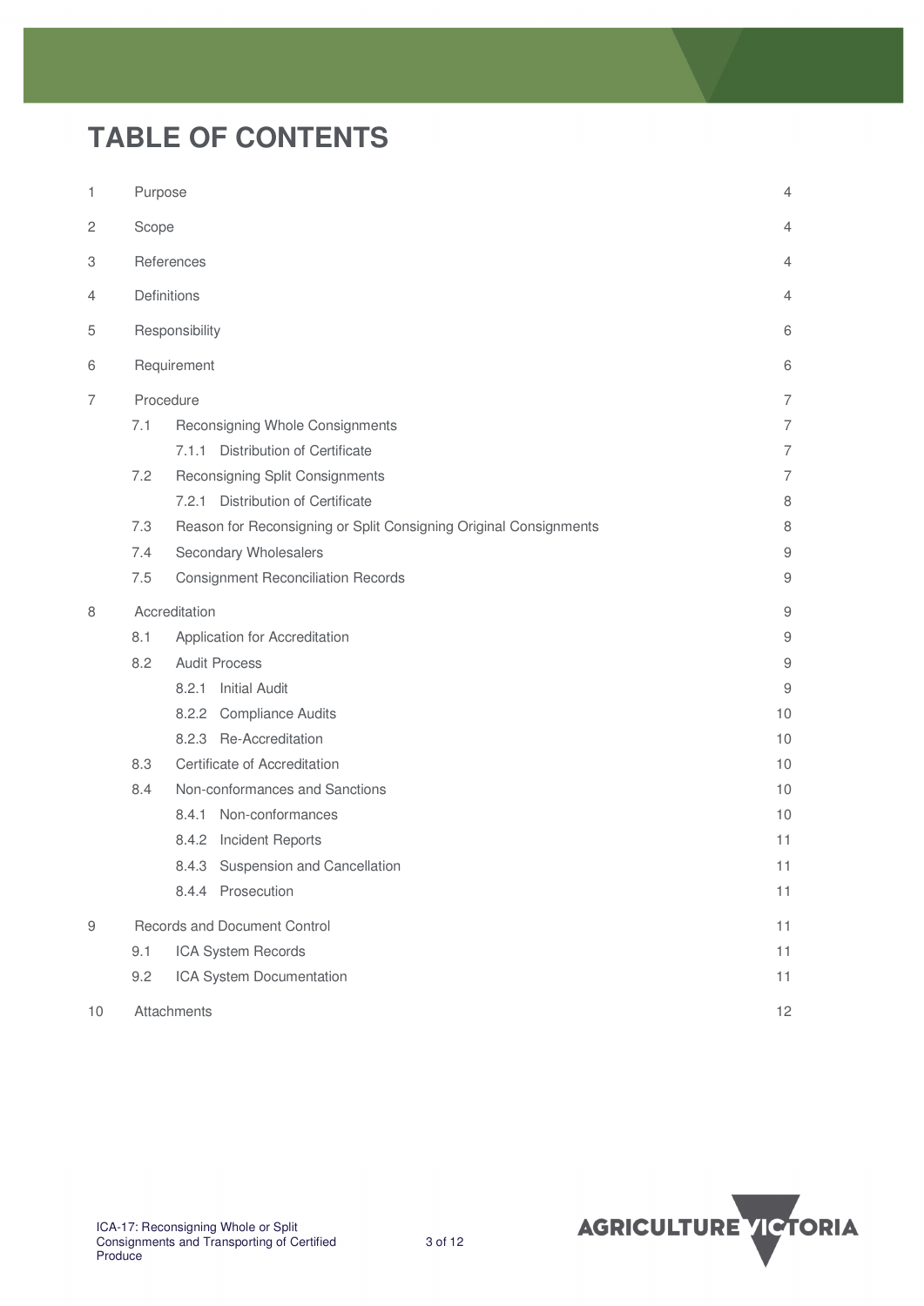# TABLE OF CONTENTS

| | | |
|---|---|---|
| 1 | Purpose | 4 |
| 2 | Scope | 4 |
| 3 | References | 4 |
| 4 | Definitions | 4 |
| 5 | Responsibility | 6 |
| 6 | Requirement | 6 |
| 7 | Procedure | 7 |
| 7.1 | Reconsigning Whole Consignments | 7 |
| 7.1.1 | Distribution of Certificate | 7 |
| 7.2 | Reconsigning Split Consignments | 7 |
| 7.2.1 | Distribution of Certificate | 8 |
| 7.3 | Reason for Reconsigning or Split Consigning Original Consignments | 8 |
| 7.4 | Secondary Wholesalers | 9 |
| 7.5 | Consignment Reconciliation Records | 9 |
| 8 | Accreditation | 9 |
| 8.1 | Application for Accreditation | 9 |
| 8.2 | Audit Process | 9 |
| 8.2.1 | Initial Audit | 9 |
| 8.2.2 | Compliance Audits | 10 |
| 8.2.3 | Re-Accreditation | 10 |
| 8.3 | Certificate of Accreditation | 10 |
| 8.4 | Non-conformances and Sanctions | 10 |
| 8.4.1 | Non-conformances | 10 |
| 8.4.2 | Incident Reports | 11 |
| 8.4.3 | Suspension and Cancellation | 11 |
| 8.4.4 | Prosecution | 11 |
| 9 | Records and Document Control | 11 |
| 9.1 | ICA System Records | 11 |
| 9.2 | ICA System Documentation | 11 |
| 10 | Attachments | 12 |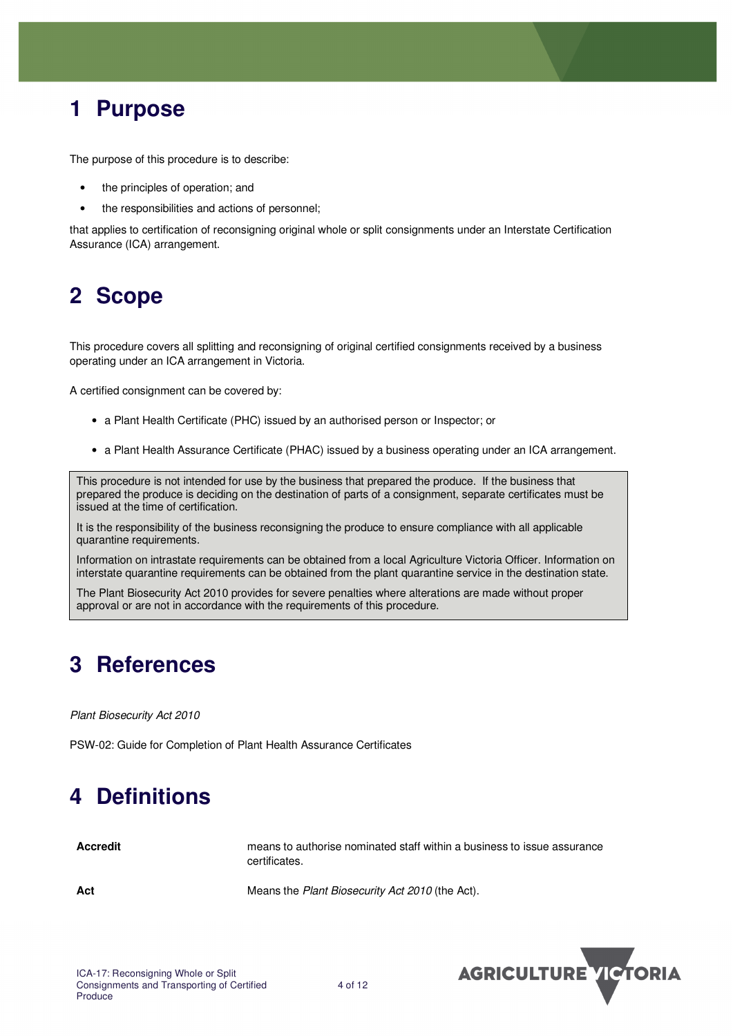# 1 Purpose

The purpose of this procedure is to describe:

- the principles of operation; and
- the responsibilities and actions of personnel;

that applies to certification of reconsigning original whole or split consignments under an Interstate Certification Assurance (ICA) arrangement.

# 2 Scope

This procedure covers all splitting and reconsigning of original certified consignments received by a business operating under an ICA arrangement in Victoria.

A certified consignment can be covered by:

- a Plant Health Certificate (PHC) issued by an authorised person or Inspector; or
- a Plant Health Assurance Certificate (PHAC) issued by a business operating under an ICA arrangement.

> This procedure is not intended for use by the business that prepared the produce. If the business that prepared the produce is deciding on the destination of parts of a consignment, separate certificates must be issued at the time of certification.
>
> It is the responsibility of the business reconsigning the produce to ensure compliance with all applicable quarantine requirements.
>
> Information on intrastate requirements can be obtained from a local Agriculture Victoria Officer. Information on interstate quarantine requirements can be obtained from the plant quarantine service in the destination state.
>
> The Plant Biosecurity Act 2010 provides for severe penalties where alterations are made without proper approval or are not in accordance with the requirements of this procedure.

# 3 References

*Plant Biosecurity Act 2010*

PSW-02: Guide for Completion of Plant Health Assurance Certificates

# 4 Definitions

| | |
|---|---|
| **Accredit** | means to authorise nominated staff within a business to issue assurance certificates. |
| **Act** | Means the *Plant Biosecurity Act 2010* (the Act). |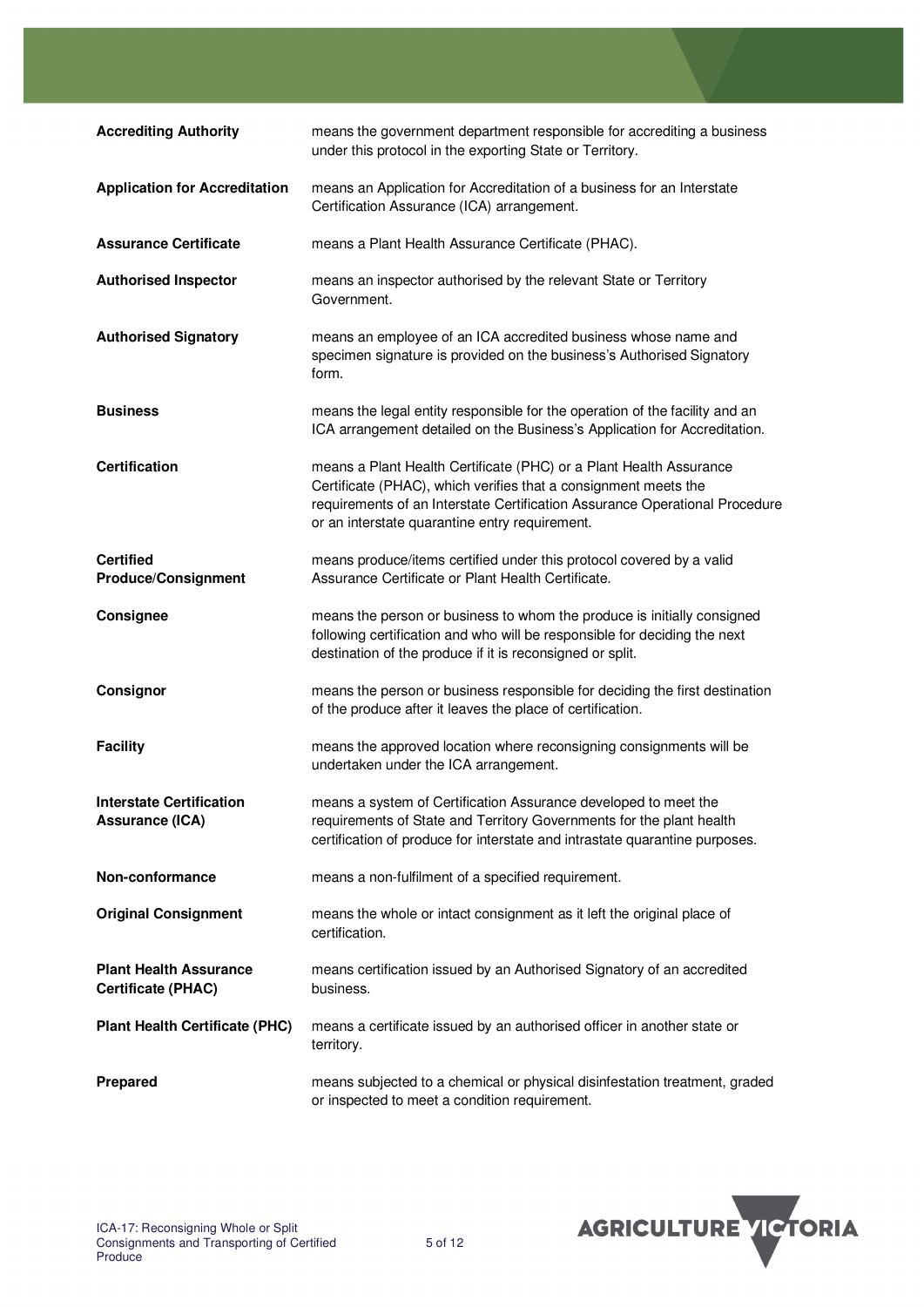| | |
|---|---|
| **Accrediting Authority** | means the government department responsible for accrediting a business under this protocol in the exporting State or Territory. |
| **Application for Accreditation** | means an Application for Accreditation of a business for an Interstate Certification Assurance (ICA) arrangement. |
| **Assurance Certificate** | means a Plant Health Assurance Certificate (PHAC). |
| **Authorised Inspector** | means an inspector authorised by the relevant State or Territory Government. |
| **Authorised Signatory** | means an employee of an ICA accredited business whose name and specimen signature is provided on the business's Authorised Signatory form. |
| **Business** | means the legal entity responsible for the operation of the facility and an ICA arrangement detailed on the Business's Application for Accreditation. |
| **Certification** | means a Plant Health Certificate (PHC) or a Plant Health Assurance Certificate (PHAC), which verifies that a consignment meets the requirements of an Interstate Certification Assurance Operational Procedure or an interstate quarantine entry requirement. |
| **Certified Produce/Consignment** | means produce/items certified under this protocol covered by a valid Assurance Certificate or Plant Health Certificate. |
| **Consignee** | means the person or business to whom the produce is initially consigned following certification and who will be responsible for deciding the next destination of the produce if it is reconsigned or split. |
| **Consignor** | means the person or business responsible for deciding the first destination of the produce after it leaves the place of certification. |
| **Facility** | means the approved location where reconsigning consignments will be undertaken under the ICA arrangement. |
| **Interstate Certification Assurance (ICA)** | means a system of Certification Assurance developed to meet the requirements of State and Territory Governments for the plant health certification of produce for interstate and intrastate quarantine purposes. |
| **Non-conformance** | means a non-fulfilment of a specified requirement. |
| **Original Consignment** | means the whole or intact consignment as it left the original place of certification. |
| **Plant Health Assurance Certificate (PHAC)** | means certification issued by an Authorised Signatory of an accredited business. |
| **Plant Health Certificate (PHC)** | means a certificate issued by an authorised officer in another state or territory. |
| **Prepared** | means subjected to a chemical or physical disinfestation treatment, graded or inspected to meet a condition requirement. |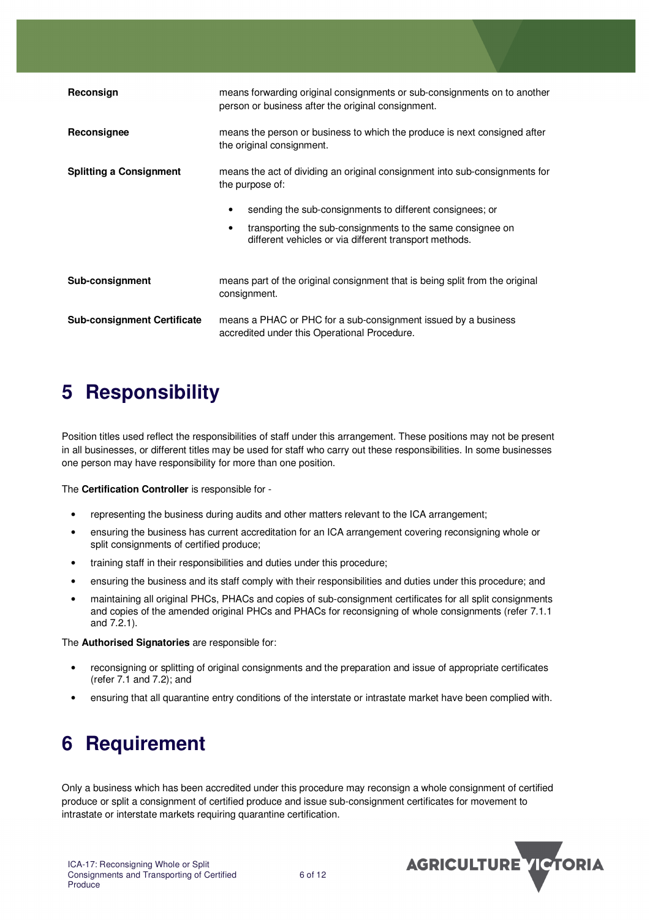| | |
|---|---|
| **Reconsign** | means forwarding original consignments or sub-consignments on to another person or business after the original consignment. |
| **Reconsignee** | means the person or business to which the produce is next consigned after the original consignment. |
| **Splitting a Consignment** | means the act of dividing an original consignment into sub-consignments for the purpose of: • sending the sub-consignments to different consignees; or • transporting the sub-consignments to the same consignee on different vehicles or via different transport methods. |
| **Sub-consignment** | means part of the original consignment that is being split from the original consignment. |
| **Sub-consignment Certificate** | means a PHAC or PHC for a sub-consignment issued by a business accredited under this Operational Procedure. |

# 5 Responsibility

Position titles used reflect the responsibilities of staff under this arrangement. These positions may not be present in all businesses, or different titles may be used for staff who carry out these responsibilities. In some businesses one person may have responsibility for more than one position.

The **Certification Controller** is responsible for -

- representing the business during audits and other matters relevant to the ICA arrangement;
- ensuring the business has current accreditation for an ICA arrangement covering reconsigning whole or split consignments of certified produce;
- training staff in their responsibilities and duties under this procedure;
- ensuring the business and its staff comply with their responsibilities and duties under this procedure; and
- maintaining all original PHCs, PHACs and copies of sub-consignment certificates for all split consignments and copies of the amended original PHCs and PHACs for reconsigning of whole consignments (refer 7.1.1 and 7.2.1).

The **Authorised Signatories** are responsible for:

- reconsigning or splitting of original consignments and the preparation and issue of appropriate certificates (refer 7.1 and 7.2); and
- ensuring that all quarantine entry conditions of the interstate or intrastate market have been complied with.

# 6 Requirement

Only a business which has been accredited under this procedure may reconsign a whole consignment of certified produce or split a consignment of certified produce and issue sub-consignment certificates for movement to intrastate or interstate markets requiring quarantine certification.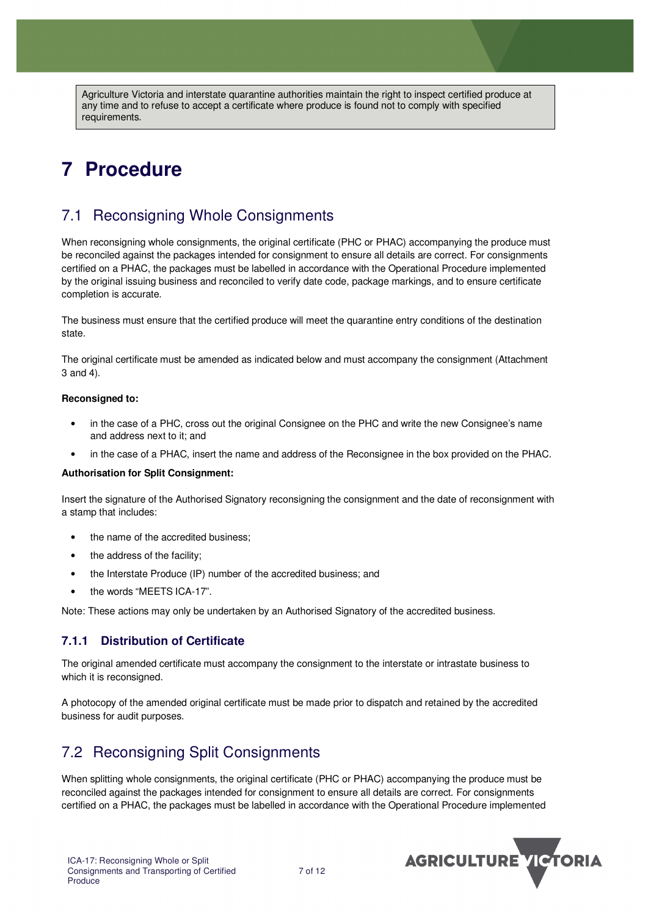> Agriculture Victoria and interstate quarantine authorities maintain the right to inspect certified produce at any time and to refuse to accept a certificate where produce is found not to comply with specified requirements.

# 7 Procedure

## 7.1 Reconsigning Whole Consignments

When reconsigning whole consignments, the original certificate (PHC or PHAC) accompanying the produce must be reconciled against the packages intended for consignment to ensure all details are correct. For consignments certified on a PHAC, the packages must be labelled in accordance with the Operational Procedure implemented by the original issuing business and reconciled to verify date code, package markings, and to ensure certificate completion is accurate.

The business must ensure that the certified produce will meet the quarantine entry conditions of the destination state.

The original certificate must be amended as indicated below and must accompany the consignment (Attachment 3 and 4).

**Reconsigned to:**

- in the case of a PHC, cross out the original Consignee on the PHC and write the new Consignee's name and address next to it; and
- in the case of a PHAC, insert the name and address of the Reconsignee in the box provided on the PHAC.

**Authorisation for Split Consignment:**

Insert the signature of the Authorised Signatory reconsigning the consignment and the date of reconsignment with a stamp that includes:

- the name of the accredited business;
- the address of the facility;
- the Interstate Produce (IP) number of the accredited business; and
- the words "MEETS ICA-17".

Note: These actions may only be undertaken by an Authorised Signatory of the accredited business.

### 7.1.1 Distribution of Certificate

The original amended certificate must accompany the consignment to the interstate or intrastate business to which it is reconsigned.

A photocopy of the amended original certificate must be made prior to dispatch and retained by the accredited business for audit purposes.

## 7.2 Reconsigning Split Consignments

When splitting whole consignments, the original certificate (PHC or PHAC) accompanying the produce must be reconciled against the packages intended for consignment to ensure all details are correct. For consignments certified on a PHAC, the packages must be labelled in accordance with the Operational Procedure implemented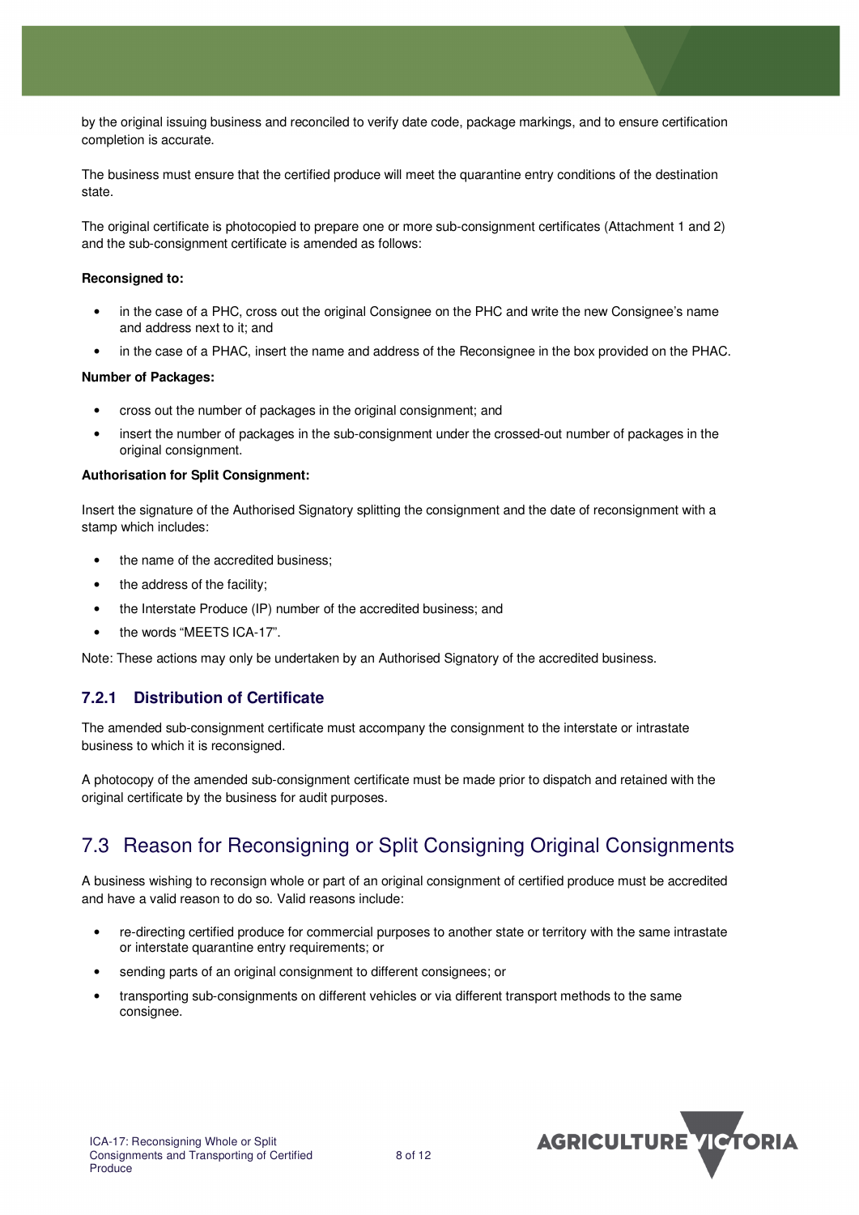by the original issuing business and reconciled to verify date code, package markings, and to ensure certification completion is accurate.

The business must ensure that the certified produce will meet the quarantine entry conditions of the destination state.

The original certificate is photocopied to prepare one or more sub-consignment certificates (Attachment 1 and 2) and the sub-consignment certificate is amended as follows:

**Reconsigned to:**

- in the case of a PHC, cross out the original Consignee on the PHC and write the new Consignee's name and address next to it; and
- in the case of a PHAC, insert the name and address of the Reconsignee in the box provided on the PHAC.

**Number of Packages:**

- cross out the number of packages in the original consignment; and
- insert the number of packages in the sub-consignment under the crossed-out number of packages in the original consignment.

**Authorisation for Split Consignment:**

Insert the signature of the Authorised Signatory splitting the consignment and the date of reconsignment with a stamp which includes:

- the name of the accredited business;
- the address of the facility;
- the Interstate Produce (IP) number of the accredited business; and
- the words "MEETS ICA-17".

Note: These actions may only be undertaken by an Authorised Signatory of the accredited business.

### 7.2.1 Distribution of Certificate

The amended sub-consignment certificate must accompany the consignment to the interstate or intrastate business to which it is reconsigned.

A photocopy of the amended sub-consignment certificate must be made prior to dispatch and retained with the original certificate by the business for audit purposes.

## 7.3 Reason for Reconsigning or Split Consigning Original Consignments

A business wishing to reconsign whole or part of an original consignment of certified produce must be accredited and have a valid reason to do so. Valid reasons include:

- re-directing certified produce for commercial purposes to another state or territory with the same intrastate or interstate quarantine entry requirements; or
- sending parts of an original consignment to different consignees; or
- transporting sub-consignments on different vehicles or via different transport methods to the same consignee.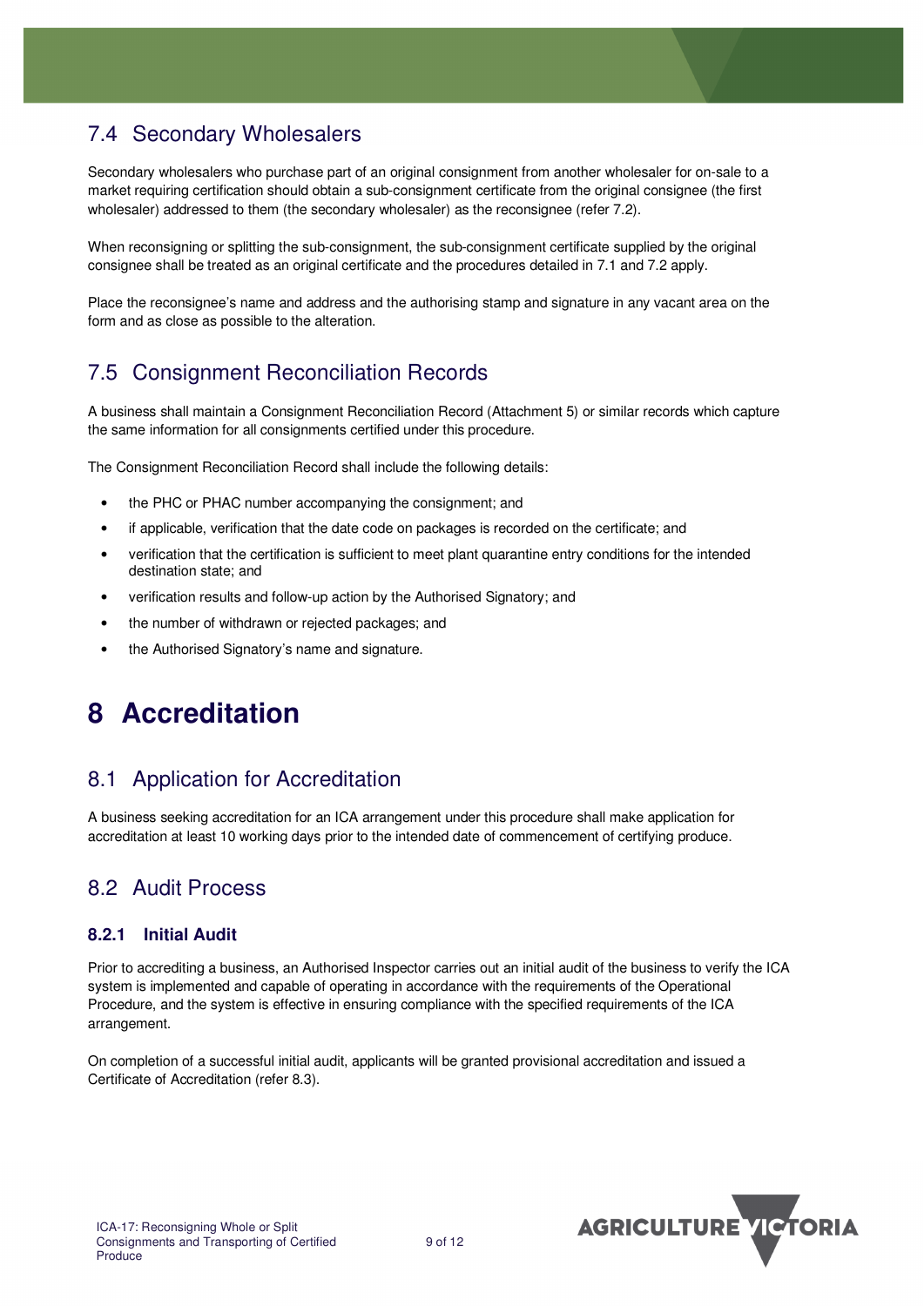## 7.4 Secondary Wholesalers

Secondary wholesalers who purchase part of an original consignment from another wholesaler for on-sale to a market requiring certification should obtain a sub-consignment certificate from the original consignee (the first wholesaler) addressed to them (the secondary wholesaler) as the reconsignee (refer 7.2).

When reconsigning or splitting the sub-consignment, the sub-consignment certificate supplied by the original consignee shall be treated as an original certificate and the procedures detailed in 7.1 and 7.2 apply.

Place the reconsignee's name and address and the authorising stamp and signature in any vacant area on the form and as close as possible to the alteration.

## 7.5 Consignment Reconciliation Records

A business shall maintain a Consignment Reconciliation Record (Attachment 5) or similar records which capture the same information for all consignments certified under this procedure.

The Consignment Reconciliation Record shall include the following details:

- the PHC or PHAC number accompanying the consignment; and
- if applicable, verification that the date code on packages is recorded on the certificate; and
- verification that the certification is sufficient to meet plant quarantine entry conditions for the intended destination state; and
- verification results and follow-up action by the Authorised Signatory; and
- the number of withdrawn or rejected packages; and
- the Authorised Signatory's name and signature.

# 8 Accreditation

## 8.1 Application for Accreditation

A business seeking accreditation for an ICA arrangement under this procedure shall make application for accreditation at least 10 working days prior to the intended date of commencement of certifying produce.

## 8.2 Audit Process

### 8.2.1 Initial Audit

Prior to accrediting a business, an Authorised Inspector carries out an initial audit of the business to verify the ICA system is implemented and capable of operating in accordance with the requirements of the Operational Procedure, and the system is effective in ensuring compliance with the specified requirements of the ICA arrangement.

On completion of a successful initial audit, applicants will be granted provisional accreditation and issued a Certificate of Accreditation (refer 8.3).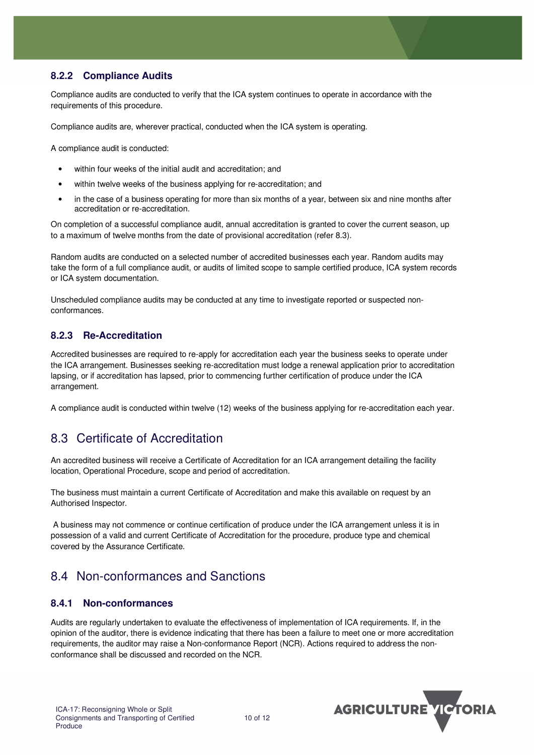### 8.2.2 Compliance Audits

Compliance audits are conducted to verify that the ICA system continues to operate in accordance with the requirements of this procedure.

Compliance audits are, wherever practical, conducted when the ICA system is operating.

A compliance audit is conducted:

- within four weeks of the initial audit and accreditation; and
- within twelve weeks of the business applying for re-accreditation; and
- in the case of a business operating for more than six months of a year, between six and nine months after accreditation or re-accreditation.

On completion of a successful compliance audit, annual accreditation is granted to cover the current season, up to a maximum of twelve months from the date of provisional accreditation (refer 8.3).

Random audits are conducted on a selected number of accredited businesses each year. Random audits may take the form of a full compliance audit, or audits of limited scope to sample certified produce, ICA system records or ICA system documentation.

Unscheduled compliance audits may be conducted at any time to investigate reported or suspected non-conformances.

### 8.2.3 Re-Accreditation

Accredited businesses are required to re-apply for accreditation each year the business seeks to operate under the ICA arrangement. Businesses seeking re-accreditation must lodge a renewal application prior to accreditation lapsing, or if accreditation has lapsed, prior to commencing further certification of produce under the ICA arrangement.

A compliance audit is conducted within twelve (12) weeks of the business applying for re-accreditation each year.

## 8.3 Certificate of Accreditation

An accredited business will receive a Certificate of Accreditation for an ICA arrangement detailing the facility location, Operational Procedure, scope and period of accreditation.

The business must maintain a current Certificate of Accreditation and make this available on request by an Authorised Inspector.

A business may not commence or continue certification of produce under the ICA arrangement unless it is in possession of a valid and current Certificate of Accreditation for the procedure, produce type and chemical covered by the Assurance Certificate.

## 8.4 Non-conformances and Sanctions

### 8.4.1 Non-conformances

Audits are regularly undertaken to evaluate the effectiveness of implementation of ICA requirements. If, in the opinion of the auditor, there is evidence indicating that there has been a failure to meet one or more accreditation requirements, the auditor may raise a Non-conformance Report (NCR). Actions required to address the non-conformance shall be discussed and recorded on the NCR.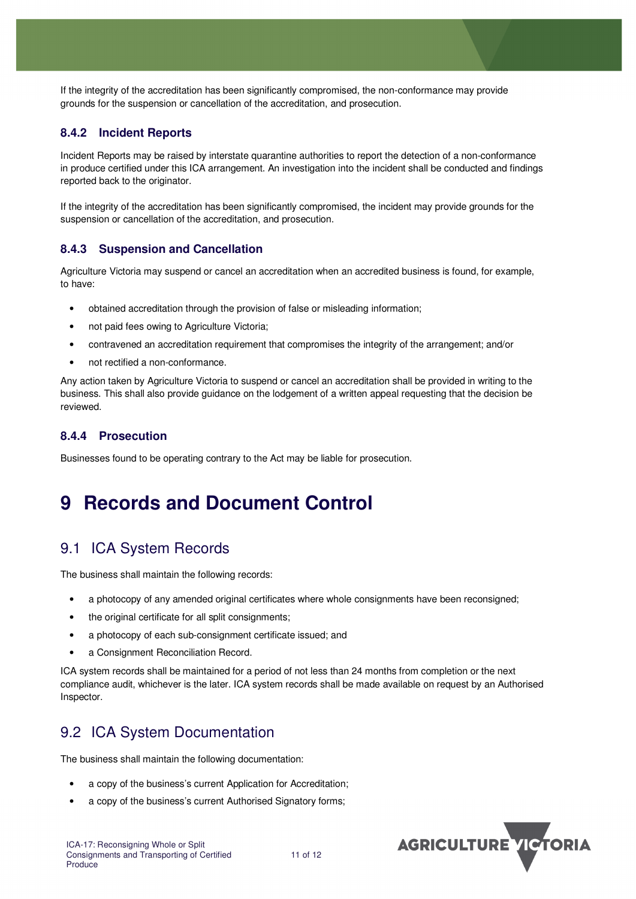If the integrity of the accreditation has been significantly compromised, the non-conformance may provide grounds for the suspension or cancellation of the accreditation, and prosecution.

### 8.4.2 Incident Reports

Incident Reports may be raised by interstate quarantine authorities to report the detection of a non-conformance in produce certified under this ICA arrangement. An investigation into the incident shall be conducted and findings reported back to the originator.

If the integrity of the accreditation has been significantly compromised, the incident may provide grounds for the suspension or cancellation of the accreditation, and prosecution.

### 8.4.3 Suspension and Cancellation

Agriculture Victoria may suspend or cancel an accreditation when an accredited business is found, for example, to have:

- obtained accreditation through the provision of false or misleading information;
- not paid fees owing to Agriculture Victoria;
- contravened an accreditation requirement that compromises the integrity of the arrangement; and/or
- not rectified a non-conformance.

Any action taken by Agriculture Victoria to suspend or cancel an accreditation shall be provided in writing to the business. This shall also provide guidance on the lodgement of a written appeal requesting that the decision be reviewed.

### 8.4.4 Prosecution

Businesses found to be operating contrary to the Act may be liable for prosecution.

# 9 Records and Document Control

## 9.1 ICA System Records

The business shall maintain the following records:

- a photocopy of any amended original certificates where whole consignments have been reconsigned;
- the original certificate for all split consignments;
- a photocopy of each sub-consignment certificate issued; and
- a Consignment Reconciliation Record.

ICA system records shall be maintained for a period of not less than 24 months from completion or the next compliance audit, whichever is the later. ICA system records shall be made available on request by an Authorised Inspector.

## 9.2 ICA System Documentation

The business shall maintain the following documentation:

- a copy of the business's current Application for Accreditation;
- a copy of the business's current Authorised Signatory forms;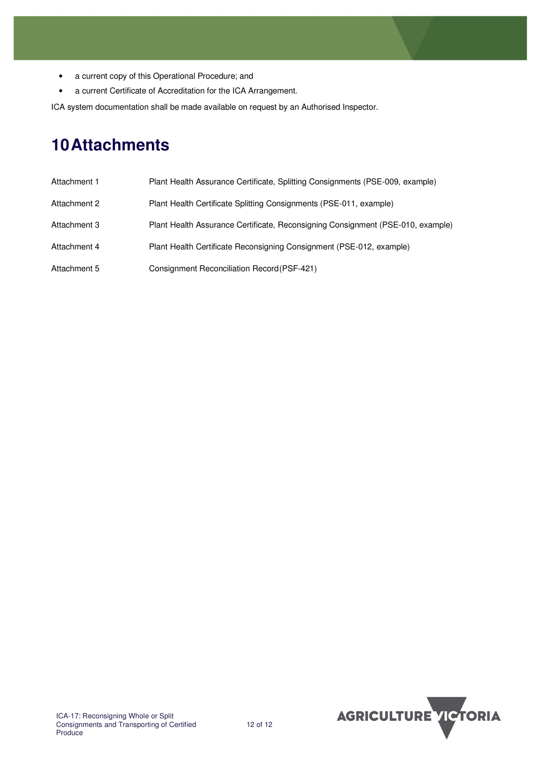- a current copy of this Operational Procedure; and
- a current Certificate of Accreditation for the ICA Arrangement.

ICA system documentation shall be made available on request by an Authorised Inspector.

# 10 Attachments

| | |
|---|---|
| Attachment 1 | Plant Health Assurance Certificate, Splitting Consignments (PSE-009, example) |
| Attachment 2 | Plant Health Certificate Splitting Consignments (PSE-011, example) |
| Attachment 3 | Plant Health Assurance Certificate, Reconsigning Consignment (PSE-010, example) |
| Attachment 4 | Plant Health Certificate Reconsigning Consignment (PSE-012, example) |
| Attachment 5 | Consignment Reconciliation Record (PSF-421) |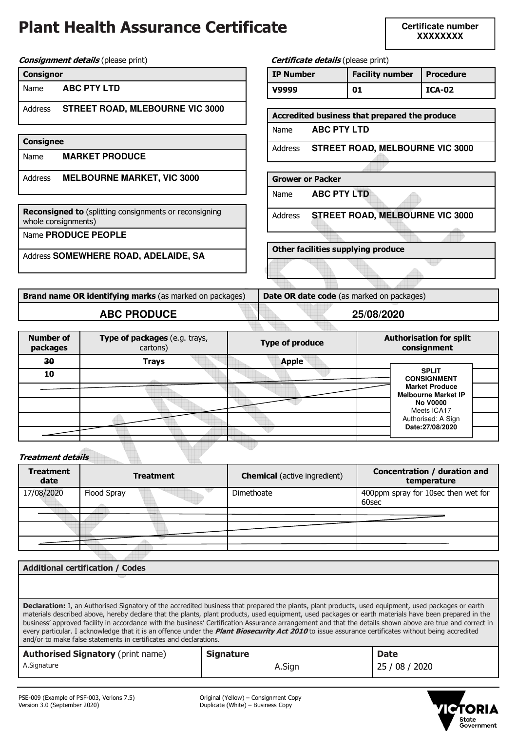# Plant Health Assurance Certificate

**Certificate number**
**XXXXXXXX**

***Consignment details*** (please print)

| **Consignor** | |
|---|---|
| Name | **ABC PTY LTD** |
| Address | **STREET ROAD, MLEBOURNE VIC 3000** |

| **Consignee** | |
|---|---|
| Name | **MARKET PRODUCE** |
| Address | **MELBOURNE MARKET, VIC 3000** |

| **Reconsigned to** (splitting consignments or reconsigning whole consignments) |
|---|
| Name **PRODUCE PEOPLE** |
| Address **SOMEWHERE ROAD, ADELAIDE, SA** |

***Certificate details*** (please print)

| IP Number | Facility number | Procedure |
|---|---|---|
| **V9999** | **01** | **ICA-02** |

| **Accredited business that prepared the produce** | |
|---|---|
| Name | **ABC PTY LTD** |
| Address | **STREET ROAD, MELBOURNE VIC 3000** |

| **Grower or Packer** | |
|---|---|
| Name | **ABC PTY LTD** |
| Address | **STREET ROAD, MELBOURNE VIC 3000** |

| **Other facilities supplying produce** |
|---|
| |

| **Brand name OR identifying marks** (as marked on packages) | **Date OR date code** (as marked on packages) |
|---|---|
| **ABC PRODUCE** | **25/08/2020** |

| Number of packages | Type of packages (e.g. trays, cartons) | Type of produce | Authorisation for split consignment |
|---|---|---|---|
| ~~30~~ | **Trays** | **Apple** | |
| **10** | | | **SPLIT CONSIGNMENT Market Produce Melbourne Market IP No V0000** Meets ICA17 Authorised: A Sign **Date:27/08/2020** |
| | | | |
| | | | |
| | | | |
| | | | |

***Treatment details***

| Treatment date | Treatment | Chemical (active ingredient) | Concentration / duration and temperature |
|---|---|---|---|
| 17/08/2020 | Flood Spray | Dimethoate | 400ppm spray for 10sec then wet for 60sec |
| | | | |
| | | | |
| | | | |

| **Additional certification / Codes** |
|---|
| |

**Declaration:** I, an Authorised Signatory of the accredited business that prepared the plants, plant products, used equipment, used packages or earth materials described above, hereby declare that the plants, plant products, used equipment, used packages or earth materials have been prepared in the business' approved facility in accordance with the business' Certification Assurance arrangement and that the details shown above are true and correct in every particular. I acknowledge that it is an offence under the ***Plant Biosecurity Act 2010*** to issue assurance certificates without being accredited and/or to make false statements in certificates and declarations.

| **Authorised Signatory** (print name) | **Signature** | **Date** |
|---|---|---|
| A.Signature | A.Sign | 25 / 08 / 2020 |

PSE-009 (Example of PSF-003, Verions 7.5)
Version 3.0 (September 2020)

Original (Yellow) – Consignment Copy
Duplicate (White) – Business Copy

VICTORIA State Government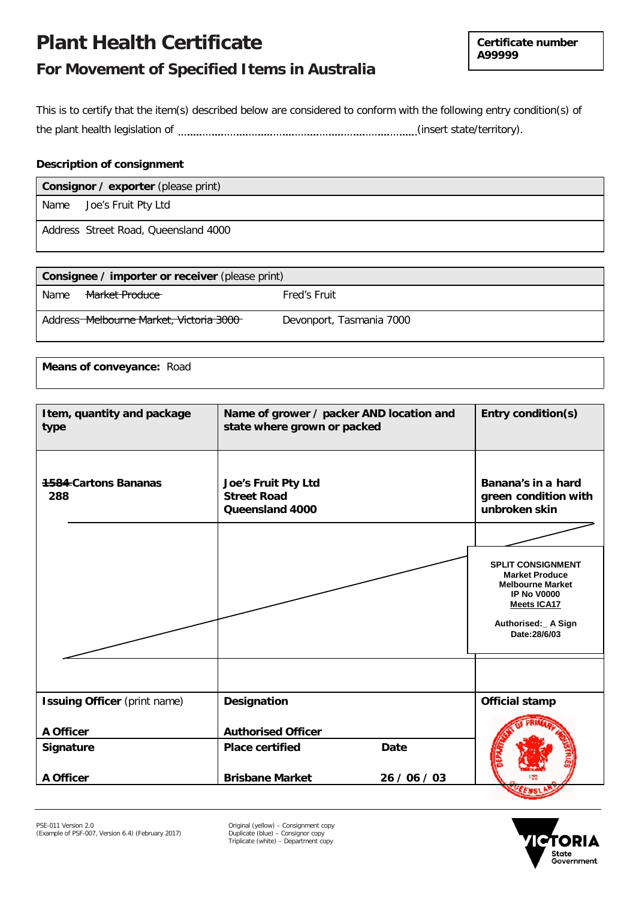# Plant Health Certificate

## For Movement of Specified Items in Australia

**Certificate number A99999**

This is to certify that the item(s) described below are considered to conform with the following entry condition(s) of the plant health legislation of ........................................................................(insert state/territory).

**Description of consignment**

| **Consignor / exporter** (please print) |
|---|
| Name Joe's Fruit Pty Ltd |
| Address Street Road, Queensland 4000 |

| **Consignee / importer or receiver** (please print) | |
|---|---|
| Name ~~Market Produce~~ | Fred's Fruit |
| Address ~~Melbourne Market, Victoria 3000~~ | Devonport, Tasmania 7000 |

**Means of conveyance:** Road

| Item, quantity and package type | Name of grower / packer AND location and state where grown or packed | Entry condition(s) |
|---|---|---|
| **~~1584~~ Cartons Bananas 288** | **Joe's Fruit Pty Ltd Street Road Queensland 4000** | **Banana's in a hard green condition with unbroken skin** |
| | | **SPLIT CONSIGNMENT Market Produce Melbourne Market IP No V0000 Meets ICA17 Authorised:_ A Sign Date:28/6/03** |
| | | |

| Issuing Officer (print name) | Designation | | Official stamp |
|---|---|---|---|
| **A Officer** | **Authorised Officer** | | |
| **Signature** | **Place certified** | **Date** | |
| **A Officer** | **Brisbane Market** | **26 / 06 / 03** | |

PSE-011 Version 2.0
(Example of PSF-007, Version 6.4) (February 2017)

Original (yellow) – Consignment copy
Duplicate (blue) – Consignor copy
Triplicate (white) – Department copy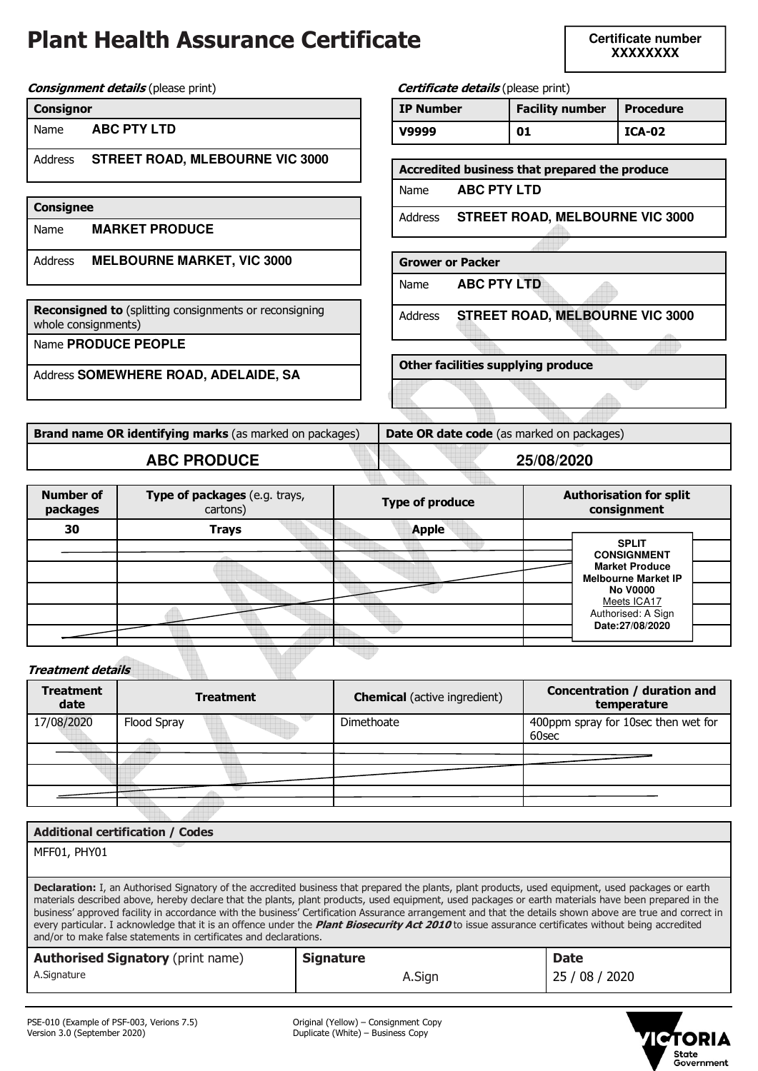# Plant Health Assurance Certificate

**Certificate number**
**XXXXXXXX**

***Consignment details*** (please print)

| **Consignor** | |
|---|---|
| Name | **ABC PTY LTD** |
| Address | **STREET ROAD, MLEBOURNE VIC 3000** |

| **Consignee** | |
|---|---|
| Name | **MARKET PRODUCE** |
| Address | **MELBOURNE MARKET, VIC 3000** |

| **Reconsigned to** (splitting consignments or reconsigning whole consignments) | |
|---|---|
| Name | **PRODUCE PEOPLE** |
| Address | **SOMEWHERE ROAD, ADELAIDE, SA** |

***Certificate details*** (please print)

| IP Number | Facility number | Procedure |
|---|---|---|
| **V9999** | **01** | **ICA-02** |

| **Accredited business that prepared the produce** | |
|---|---|
| Name | **ABC PTY LTD** |
| Address | **STREET ROAD, MELBOURNE VIC 3000** |

| **Grower or Packer** | |
|---|---|
| Name | **ABC PTY LTD** |
| Address | **STREET ROAD, MELBOURNE VIC 3000** |

| **Other facilities supplying produce** |
|---|
| |

| **Brand name OR identifying marks** (as marked on packages) | **Date OR date code** (as marked on packages) |
|---|---|
| **ABC PRODUCE** | **25/08/2020** |

| Number of packages | Type of packages (e.g. trays, cartons) | Type of produce | Authorisation for split consignment |
|---|---|---|---|
| **30** | **Trays** | **Apple** | |
| | | | **SPLIT CONSIGNMENT Market Produce Melbourne Market IP No V0000** Meets ICA17 Authorised: A Sign **Date:27/08/2020** |
| | | | |
| | | | |
| | | | |
| | | | |

***Treatment details***

| Treatment date | Treatment | **Chemical** (active ingredient) | Concentration / duration and temperature |
|---|---|---|---|
| 17/08/2020 | Flood Spray | Dimethoate | 400ppm spray for 10sec then wet for 60sec |
| | | | |
| | | | |
| | | | |

**Additional certification / Codes**

MFF01, PHY01

**Declaration:** I, an Authorised Signatory of the accredited business that prepared the plants, plant products, used equipment, used packages or earth materials described above, hereby declare that the plants, plant products, used equipment, used packages or earth materials have been prepared in the business' approved facility in accordance with the business' Certification Assurance arrangement and that the details shown above are true and correct in every particular. I acknowledge that it is an offence under the ***Plant Biosecurity Act 2010*** to issue assurance certificates without being accredited and/or to make false statements in certificates and declarations.

| **Authorised Signatory** (print name) | **Signature** | **Date** |
|---|---|---|
| A.Signature | A.Sign | 25 / 08 / 2020 |

PSE-010 (Example of PSF-003, Verions 7.5)
Version 3.0 (September 2020)

Original (Yellow) – Consignment Copy
Duplicate (White) – Business Copy

VICTORIA State Government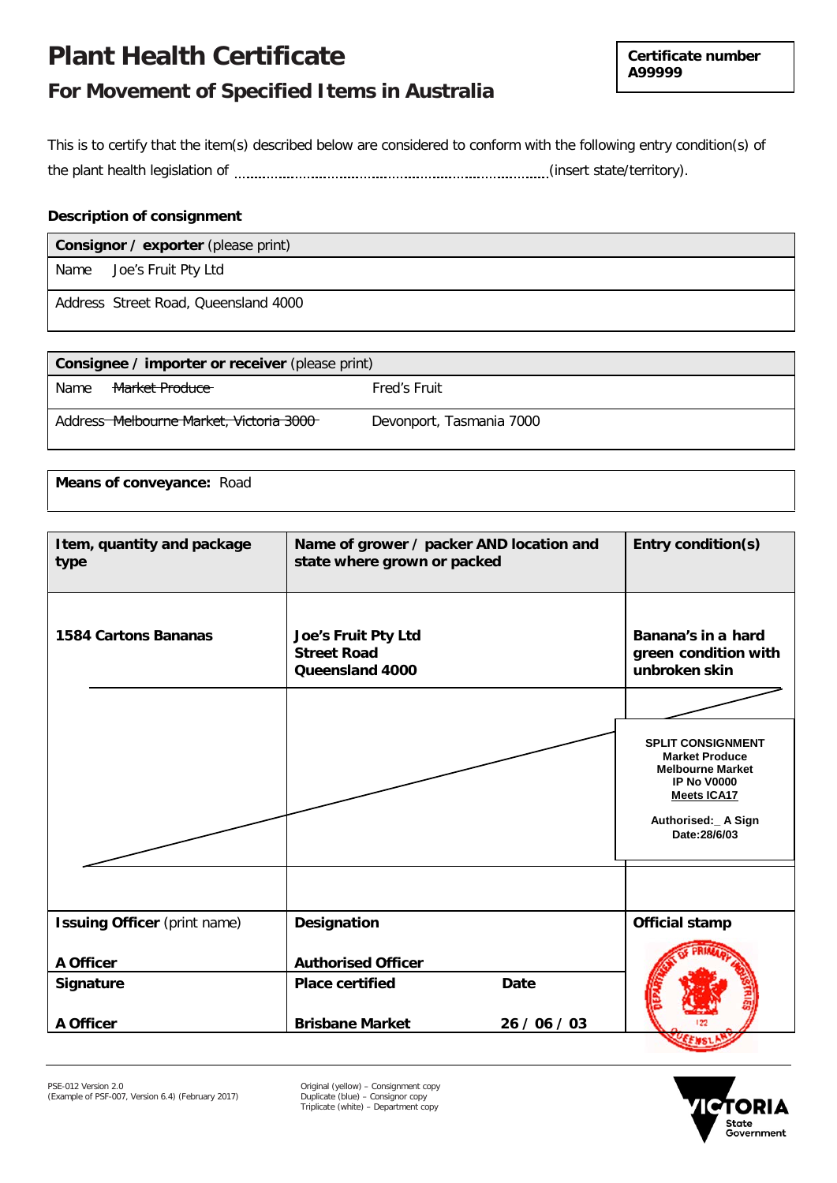# Plant Health Certificate

## For Movement of Specified Items in Australia

**Certificate number**
**A99999**

This is to certify that the item(s) described below are considered to conform with the following entry condition(s) of the plant health legislation of ..................................................................................(insert state/territory).

**Description of consignment**

| **Consignor / exporter** (please print) |
|---|
| Name Joe's Fruit Pty Ltd |
| Address Street Road, Queensland 4000 |

| **Consignee / importer or receiver** (please print) | |
|---|---|
| Name ~~Market Produce~~ | Fred's Fruit |
| Address ~~Melbourne Market, Victoria 3000~~ | Devonport, Tasmania 7000 |

**Means of conveyance:** Road

| Item, quantity and package type | Name of grower / packer AND location and state where grown or packed | Entry condition(s) |
|---|---|---|
| **1584 Cartons Bananas** | **Joe's Fruit Pty Ltd**<br>**Street Road**<br>**Queensland 4000** | **Banana's in a hard green condition with unbroken skin** |
| | | **SPLIT CONSIGNMENT**<br>**Market Produce**<br>**Melbourne Market**<br>**IP No V0000**<br>**Meets ICA17**<br><br>**Authorised:_ A Sign**<br>**Date:28/6/03** |
| | | |

| **Issuing Officer** (print name) | **Designation** | | **Official stamp** |
|---|---|---|---|
| **A Officer** | **Authorised Officer** | | |
| **Signature** | **Place certified** | **Date** | |
| **A Officer** | **Brisbane Market** | **26 / 06 / 03** | |

PSE-012 Version 2.0
(Example of PSF-007, Version 6.4) (February 2017)

Original (yellow) – Consignment copy
Duplicate (blue) – Consignor copy
Triplicate (white) – Department copy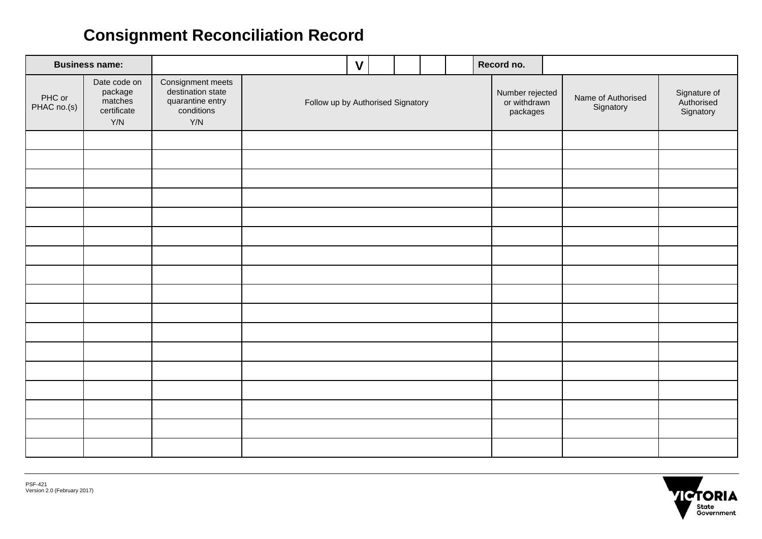# Consignment Reconciliation Record

| Business name: | | V | | | | | Record no. | |
|---|---|---|---|---|---|---|---|---|

| PHC or PHAC no.(s) | Date code on package matches certificate Y/N | Consignment meets destination state quarantine entry conditions Y/N | Follow up by Authorised Signatory | Number rejected or withdrawn packages | Name of Authorised Signatory | Signature of Authorised Signatory |
|---|---|---|---|---|---|---|
| | | | | | | |
| | | | | | | |
| | | | | | | |
| | | | | | | |
| | | | | | | |
| | | | | | | |
| | | | | | | |
| | | | | | | |
| | | | | | | |
| | | | | | | |
| | | | | | | |
| | | | | | | |
| | | | | | | |
| | | | | | | |
| | | | | | | |
| | | | | | | |
| | | | | | | |

PSF-421
Version 2.0 (February 2017)

VICTORIA State Government